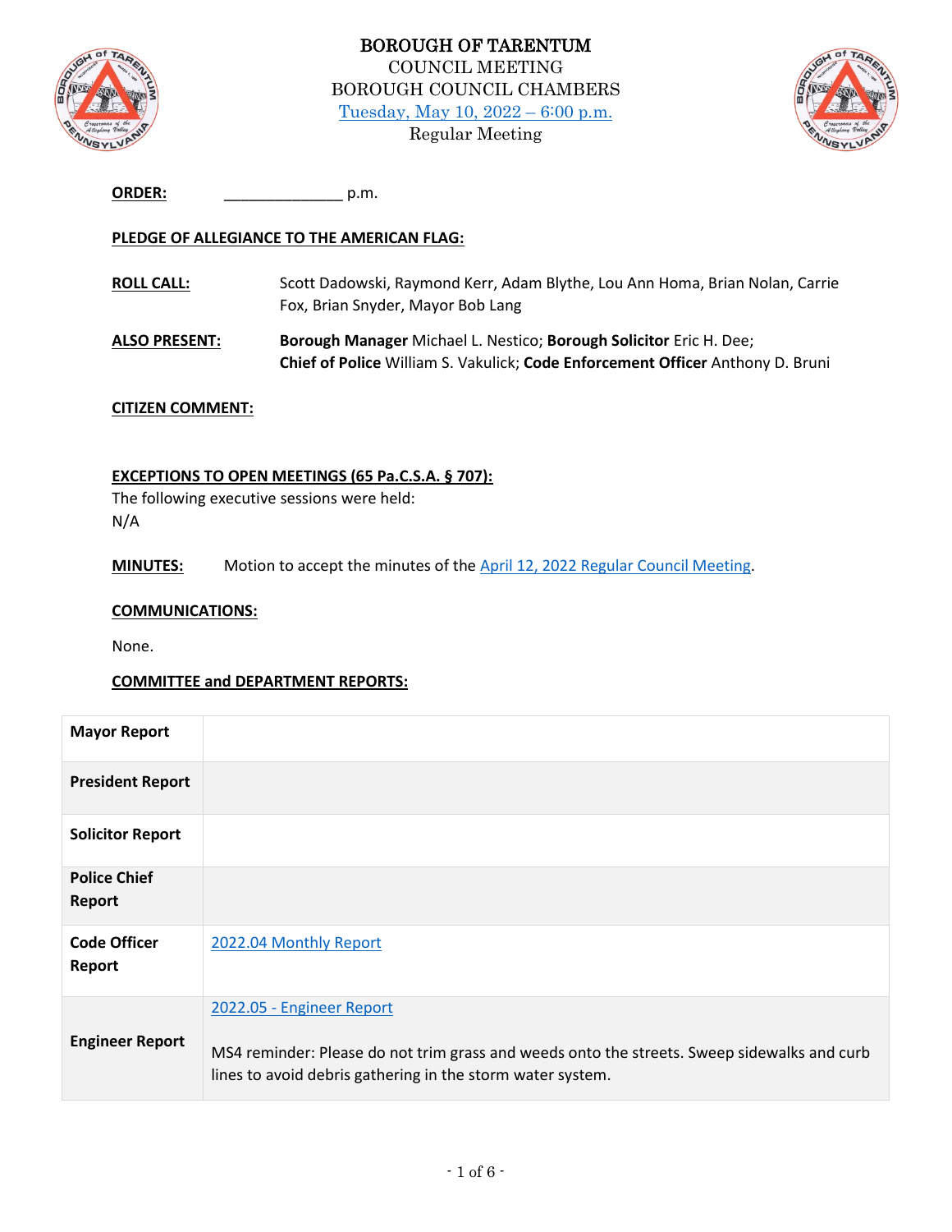# BOROUGH OF TARENTUM

COUNCIL MEETING
BOROUGH COUNCIL CHAMBERS
Tuesday, May 10, 2022 – 6:00 p.m.
Regular Meeting

**ORDER:** ______________ p.m.

**PLEDGE OF ALLEGIANCE TO THE AMERICAN FLAG:**

**ROLL CALL:** Scott Dadowski, Raymond Kerr, Adam Blythe, Lou Ann Homa, Brian Nolan, Carrie Fox, Brian Snyder, Mayor Bob Lang

**ALSO PRESENT:** **Borough Manager** Michael L. Nestico; **Borough Solicitor** Eric H. Dee; **Chief of Police** William S. Vakulick; **Code Enforcement Officer** Anthony D. Bruni

**CITIZEN COMMENT:**

**EXCEPTIONS TO OPEN MEETINGS (65 Pa.C.S.A. § 707):**
The following executive sessions were held:
N/A

**MINUTES:** Motion to accept the minutes of the April 12, 2022 Regular Council Meeting.

**COMMUNICATIONS:**

None.

**COMMITTEE and DEPARTMENT REPORTS:**

| | |
|---|---|
| **Mayor Report** | |
| **President Report** | |
| **Solicitor Report** | |
| **Police Chief Report** | |
| **Code Officer Report** | 2022.04 Monthly Report |
| **Engineer Report** | 2022.05 - Engineer Report<br><br>MS4 reminder: Please do not trim grass and weeds onto the streets. Sweep sidewalks and curb lines to avoid debris gathering in the storm water system. |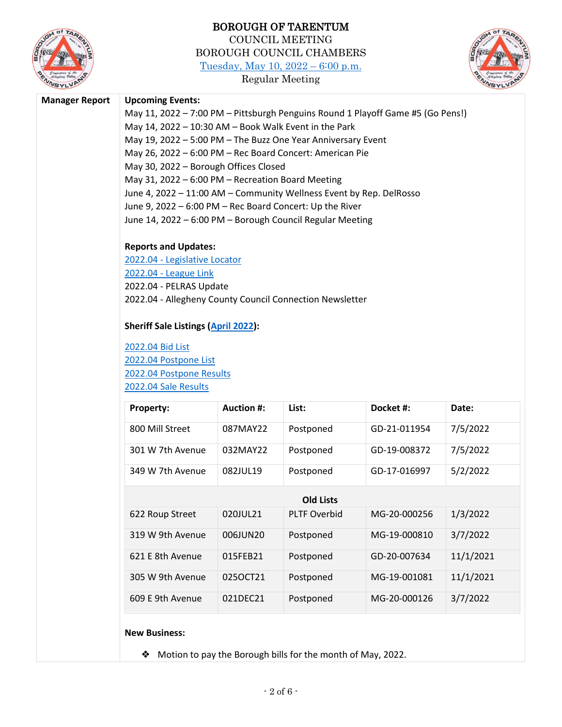BOROUGH OF TARENTUM
COUNCIL MEETING
BOROUGH COUNCIL CHAMBERS
Tuesday, May 10, 2022 – 6:00 p.m.
Regular Meeting

**Manager Report**

**Upcoming Events:**

May 11, 2022 – 7:00 PM – Pittsburgh Penguins Round 1 Playoff Game #5 (Go Pens!)
May 14, 2022 – 10:30 AM – Book Walk Event in the Park
May 19, 2022 – 5:00 PM – The Buzz One Year Anniversary Event
May 26, 2022 – 6:00 PM – Rec Board Concert: American Pie
May 30, 2022 – Borough Offices Closed
May 31, 2022 – 6:00 PM – Recreation Board Meeting
June 4, 2022 – 11:00 AM – Community Wellness Event by Rep. DelRosso
June 9, 2022 – 6:00 PM – Rec Board Concert: Up the River
June 14, 2022 – 6:00 PM – Borough Council Regular Meeting

**Reports and Updates:**

2022.04 - Legislative Locator
2022.04 - League Link
2022.04 - PELRAS Update
2022.04 - Allegheny County Council Connection Newsletter

**Sheriff Sale Listings (April 2022):**

2022.04 Bid List
2022.04 Postpone List
2022.04 Postpone Results
2022.04 Sale Results

| Property: | Auction #: | List: | Docket #: | Date: |
|---|---|---|---|---|
| 800 Mill Street | 087MAY22 | Postponed | GD-21-011954 | 7/5/2022 |
| 301 W 7th Avenue | 032MAY22 | Postponed | GD-19-008372 | 7/5/2022 |
| 349 W 7th Avenue | 082JUL19 | Postponed | GD-17-016997 | 5/2/2022 |
| **Old Lists** | | | | |
| 622 Roup Street | 020JUL21 | PLTF Overbid | MG-20-000256 | 1/3/2022 |
| 319 W 9th Avenue | 006JUN20 | Postponed | MG-19-000810 | 3/7/2022 |
| 621 E 8th Avenue | 015FEB21 | Postponed | GD-20-007634 | 11/1/2021 |
| 305 W 9th Avenue | 025OCT21 | Postponed | MG-19-001081 | 11/1/2021 |
| 609 E 9th Avenue | 021DEC21 | Postponed | MG-20-000126 | 3/7/2022 |

**New Business:**

- Motion to pay the Borough bills for the month of May, 2022.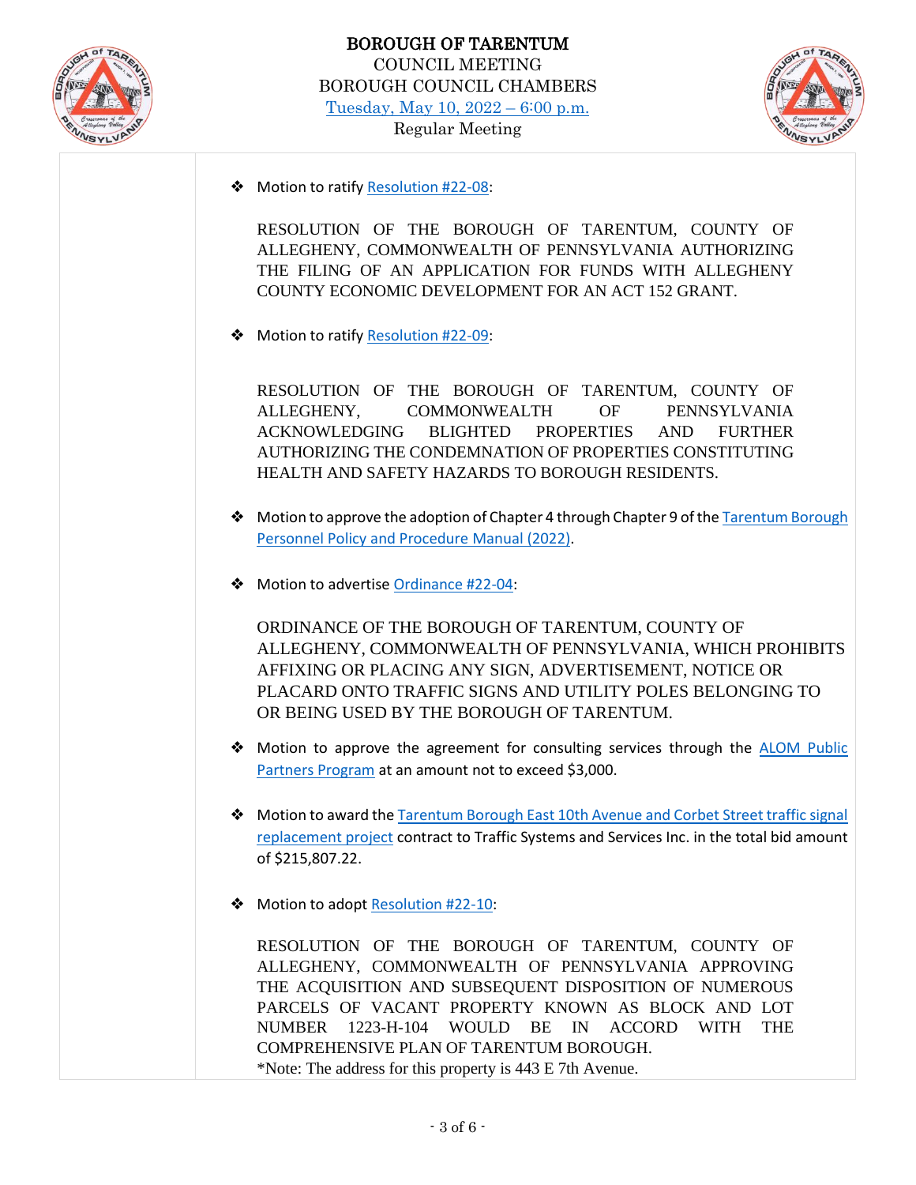- Motion to ratify Resolution #22-08:

  RESOLUTION OF THE BOROUGH OF TARENTUM, COUNTY OF ALLEGHENY, COMMONWEALTH OF PENNSYLVANIA AUTHORIZING THE FILING OF AN APPLICATION FOR FUNDS WITH ALLEGHENY COUNTY ECONOMIC DEVELOPMENT FOR AN ACT 152 GRANT.

- Motion to ratify Resolution #22-09:

  RESOLUTION OF THE BOROUGH OF TARENTUM, COUNTY OF ALLEGHENY, COMMONWEALTH OF PENNSYLVANIA ACKNOWLEDGING BLIGHTED PROPERTIES AND FURTHER AUTHORIZING THE CONDEMNATION OF PROPERTIES CONSTITUTING HEALTH AND SAFETY HAZARDS TO BOROUGH RESIDENTS.

- Motion to approve the adoption of Chapter 4 through Chapter 9 of the Tarentum Borough Personnel Policy and Procedure Manual (2022).

- Motion to advertise Ordinance #22-04:

  ORDINANCE OF THE BOROUGH OF TARENTUM, COUNTY OF ALLEGHENY, COMMONWEALTH OF PENNSYLVANIA, WHICH PROHIBITS AFFIXING OR PLACING ANY SIGN, ADVERTISEMENT, NOTICE OR PLACARD ONTO TRAFFIC SIGNS AND UTILITY POLES BELONGING TO OR BEING USED BY THE BOROUGH OF TARENTUM.

- Motion to approve the agreement for consulting services through the ALOM Public Partners Program at an amount not to exceed $3,000.

- Motion to award the Tarentum Borough East 10th Avenue and Corbet Street traffic signal replacement project contract to Traffic Systems and Services Inc. in the total bid amount of $215,807.22.

- Motion to adopt Resolution #22-10:

  RESOLUTION OF THE BOROUGH OF TARENTUM, COUNTY OF ALLEGHENY, COMMONWEALTH OF PENNSYLVANIA APPROVING THE ACQUISITION AND SUBSEQUENT DISPOSITION OF NUMEROUS PARCELS OF VACANT PROPERTY KNOWN AS BLOCK AND LOT NUMBER 1223-H-104 WOULD BE IN ACCORD WITH THE COMPREHENSIVE PLAN OF TARENTUM BOROUGH.
  *Note: The address for this property is 443 E 7th Avenue.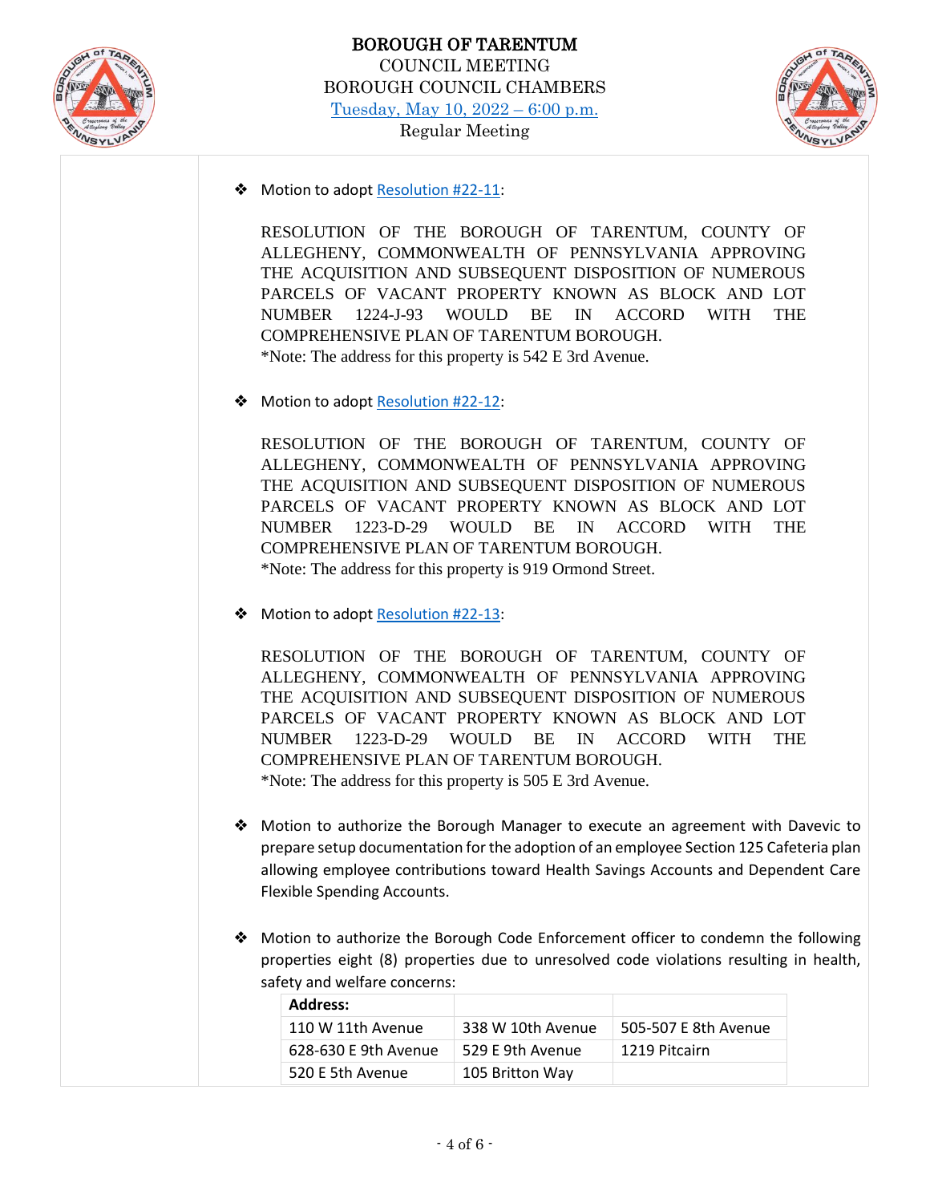- Motion to adopt Resolution #22-11:

  RESOLUTION OF THE BOROUGH OF TARENTUM, COUNTY OF ALLEGHENY, COMMONWEALTH OF PENNSYLVANIA APPROVING THE ACQUISITION AND SUBSEQUENT DISPOSITION OF NUMEROUS PARCELS OF VACANT PROPERTY KNOWN AS BLOCK AND LOT NUMBER 1224-J-93 WOULD BE IN ACCORD WITH THE COMPREHENSIVE PLAN OF TARENTUM BOROUGH.
  *Note: The address for this property is 542 E 3rd Avenue.

- Motion to adopt Resolution #22-12:

  RESOLUTION OF THE BOROUGH OF TARENTUM, COUNTY OF ALLEGHENY, COMMONWEALTH OF PENNSYLVANIA APPROVING THE ACQUISITION AND SUBSEQUENT DISPOSITION OF NUMEROUS PARCELS OF VACANT PROPERTY KNOWN AS BLOCK AND LOT NUMBER 1223-D-29 WOULD BE IN ACCORD WITH THE COMPREHENSIVE PLAN OF TARENTUM BOROUGH.
  *Note: The address for this property is 919 Ormond Street.

- Motion to adopt Resolution #22-13:

  RESOLUTION OF THE BOROUGH OF TARENTUM, COUNTY OF ALLEGHENY, COMMONWEALTH OF PENNSYLVANIA APPROVING THE ACQUISITION AND SUBSEQUENT DISPOSITION OF NUMEROUS PARCELS OF VACANT PROPERTY KNOWN AS BLOCK AND LOT NUMBER 1223-D-29 WOULD BE IN ACCORD WITH THE COMPREHENSIVE PLAN OF TARENTUM BOROUGH.
  *Note: The address for this property is 505 E 3rd Avenue.

- Motion to authorize the Borough Manager to execute an agreement with Davevic to prepare setup documentation for the adoption of an employee Section 125 Cafeteria plan allowing employee contributions toward Health Savings Accounts and Dependent Care Flexible Spending Accounts.

- Motion to authorize the Borough Code Enforcement officer to condemn the following properties eight (8) properties due to unresolved code violations resulting in health, safety and welfare concerns:

| Address: | | |
|---|---|---|
| 110 W 11th Avenue | 338 W 10th Avenue | 505-507 E 8th Avenue |
| 628-630 E 9th Avenue | 529 E 9th Avenue | 1219 Pitcairn |
| 520 E 5th Avenue | 105 Britton Way | |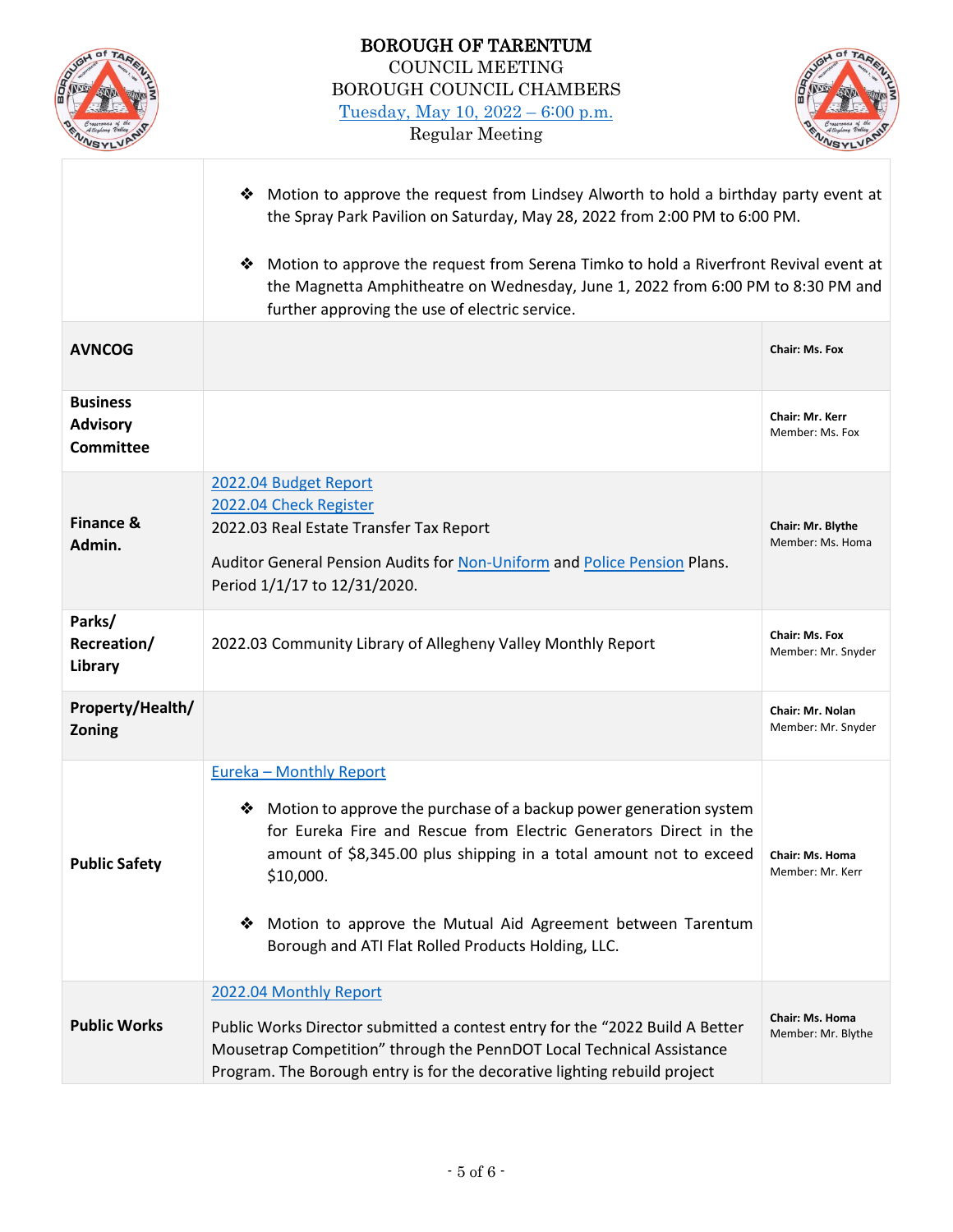# BOROUGH OF TARENTUM

COUNCIL MEETING
BOROUGH COUNCIL CHAMBERS
Tuesday, May 10, 2022 – 6:00 p.m.
Regular Meeting

| | | |
|---|---|---|
| | ❖ Motion to approve the request from Lindsey Alworth to hold a birthday party event at the Spray Park Pavilion on Saturday, May 28, 2022 from 2:00 PM to 6:00 PM.<br><br>❖ Motion to approve the request from Serena Timko to hold a Riverfront Revival event at the Magnetta Amphitheatre on Wednesday, June 1, 2022 from 6:00 PM to 8:30 PM and further approving the use of electric service. | |
| **AVNCOG** | | **Chair: Ms. Fox** |
| **Business Advisory Committee** | | **Chair: Mr. Kerr**<br>Member: Ms. Fox |
| **Finance & Admin.** | 2022.04 Budget Report<br>2022.04 Check Register<br>2022.03 Real Estate Transfer Tax Report<br><br>Auditor General Pension Audits for Non-Uniform and Police Pension Plans. Period 1/1/17 to 12/31/2020. | **Chair: Mr. Blythe**<br>Member: Ms. Homa |
| **Parks/ Recreation/ Library** | 2022.03 Community Library of Allegheny Valley Monthly Report | **Chair: Ms. Fox**<br>Member: Mr. Snyder |
| **Property/Health/ Zoning** | | **Chair: Mr. Nolan**<br>Member: Mr. Snyder |
| **Public Safety** | Eureka – Monthly Report<br><br>❖ Motion to approve the purchase of a backup power generation system for Eureka Fire and Rescue from Electric Generators Direct in the amount of $8,345.00 plus shipping in a total amount not to exceed $10,000.<br><br>❖ Motion to approve the Mutual Aid Agreement between Tarentum Borough and ATI Flat Rolled Products Holding, LLC. | **Chair: Ms. Homa**<br>Member: Mr. Kerr |
| **Public Works** | 2022.04 Monthly Report<br><br>Public Works Director submitted a contest entry for the "2022 Build A Better Mousetrap Competition" through the PennDOT Local Technical Assistance Program. The Borough entry is for the decorative lighting rebuild project | **Chair: Ms. Homa**<br>Member: Mr. Blythe |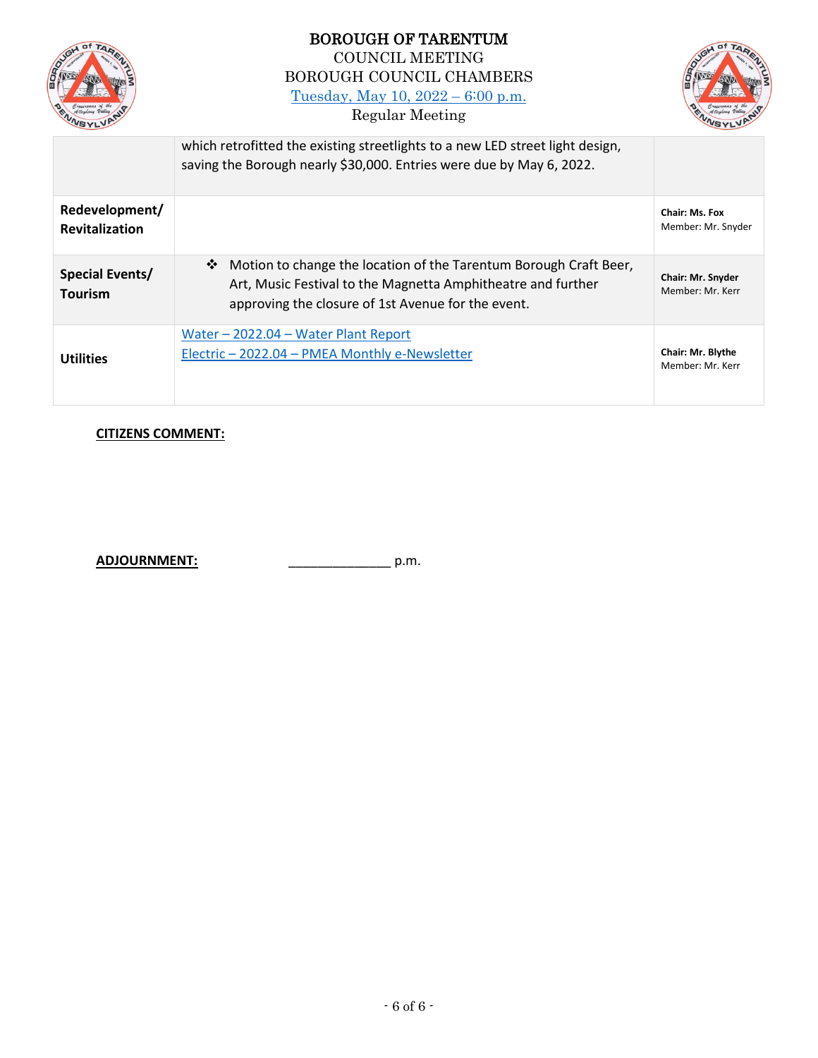| | | |
|---|---|---|
| | which retrofitted the existing streetlights to a new LED street light design, saving the Borough nearly $30,000. Entries were due by May 6, 2022. | |
| **Redevelopment/ Revitalization** | | **Chair: Ms. Fox** Member: Mr. Snyder |
| **Special Events/ Tourism** | ❖ Motion to change the location of the Tarentum Borough Craft Beer, Art, Music Festival to the Magnetta Amphitheatre and further approving the closure of 1st Avenue for the event. | **Chair: Mr. Snyder** Member: Mr. Kerr |
| **Utilities** | Water – 2022.04 – Water Plant Report<br>Electric – 2022.04 – PMEA Monthly e-Newsletter | **Chair: Mr. Blythe** Member: Mr. Kerr |

**CITIZENS COMMENT:**

**ADJOURNMENT:** ______________ p.m.